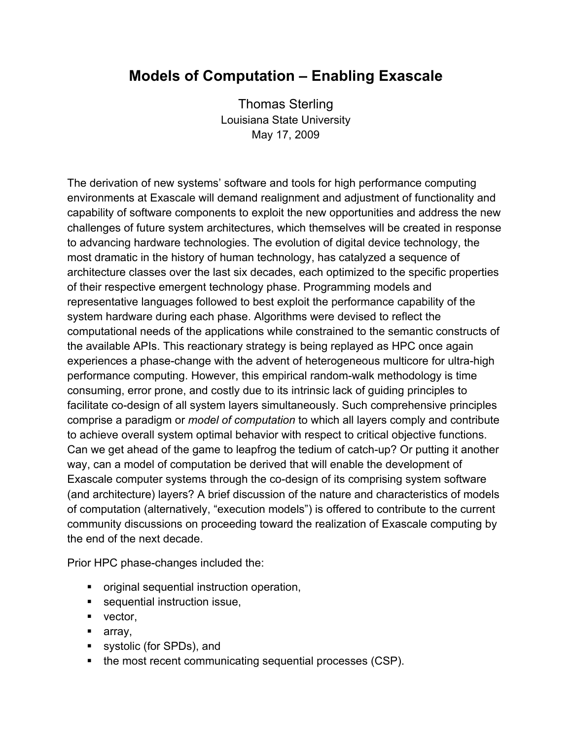# Models of Computation – Enabling Exascale

Thomas Sterling
Louisiana State University
May 17, 2009

The derivation of new systems' software and tools for high performance computing environments at Exascale will demand realignment and adjustment of functionality and capability of software components to exploit the new opportunities and address the new challenges of future system architectures, which themselves will be created in response to advancing hardware technologies. The evolution of digital device technology, the most dramatic in the history of human technology, has catalyzed a sequence of architecture classes over the last six decades, each optimized to the specific properties of their respective emergent technology phase. Programming models and representative languages followed to best exploit the performance capability of the system hardware during each phase. Algorithms were devised to reflect the computational needs of the applications while constrained to the semantic constructs of the available APIs. This reactionary strategy is being replayed as HPC once again experiences a phase-change with the advent of heterogeneous multicore for ultra-high performance computing. However, this empirical random-walk methodology is time consuming, error prone, and costly due to its intrinsic lack of guiding principles to facilitate co-design of all system layers simultaneously. Such comprehensive principles comprise a paradigm or *model of computation* to which all layers comply and contribute to achieve overall system optimal behavior with respect to critical objective functions. Can we get ahead of the game to leapfrog the tedium of catch-up? Or putting it another way, can a model of computation be derived that will enable the development of Exascale computer systems through the co-design of its comprising system software (and architecture) layers? A brief discussion of the nature and characteristics of models of computation (alternatively, "execution models") is offered to contribute to the current community discussions on proceeding toward the realization of Exascale computing by the end of the next decade.

Prior HPC phase-changes included the:

- original sequential instruction operation,
- sequential instruction issue,
- vector,
- array,
- systolic (for SPDs), and
- the most recent communicating sequential processes (CSP).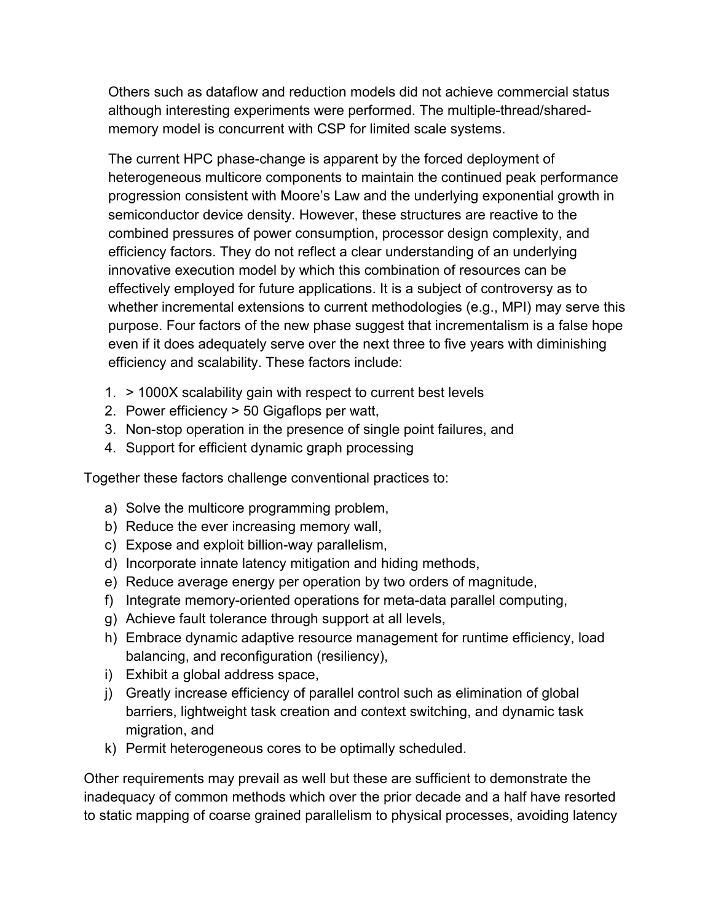Others such as dataflow and reduction models did not achieve commercial status although interesting experiments were performed. The multiple-thread/shared-memory model is concurrent with CSP for limited scale systems.

The current HPC phase-change is apparent by the forced deployment of heterogeneous multicore components to maintain the continued peak performance progression consistent with Moore's Law and the underlying exponential growth in semiconductor device density. However, these structures are reactive to the combined pressures of power consumption, processor design complexity, and efficiency factors. They do not reflect a clear understanding of an underlying innovative execution model by which this combination of resources can be effectively employed for future applications. It is a subject of controversy as to whether incremental extensions to current methodologies (e.g., MPI) may serve this purpose. Four factors of the new phase suggest that incrementalism is a false hope even if it does adequately serve over the next three to five years with diminishing efficiency and scalability. These factors include:

1. > 1000X scalability gain with respect to current best levels
2. Power efficiency > 50 Gigaflops per watt,
3. Non-stop operation in the presence of single point failures, and
4. Support for efficient dynamic graph processing

Together these factors challenge conventional practices to:

a) Solve the multicore programming problem,
b) Reduce the ever increasing memory wall,
c) Expose and exploit billion-way parallelism,
d) Incorporate innate latency mitigation and hiding methods,
e) Reduce average energy per operation by two orders of magnitude,
f) Integrate memory-oriented operations for meta-data parallel computing,
g) Achieve fault tolerance through support at all levels,
h) Embrace dynamic adaptive resource management for runtime efficiency, load balancing, and reconfiguration (resiliency),
i) Exhibit a global address space,
j) Greatly increase efficiency of parallel control such as elimination of global barriers, lightweight task creation and context switching, and dynamic task migration, and
k) Permit heterogeneous cores to be optimally scheduled.

Other requirements may prevail as well but these are sufficient to demonstrate the inadequacy of common methods which over the prior decade and a half have resorted to static mapping of coarse grained parallelism to physical processes, avoiding latency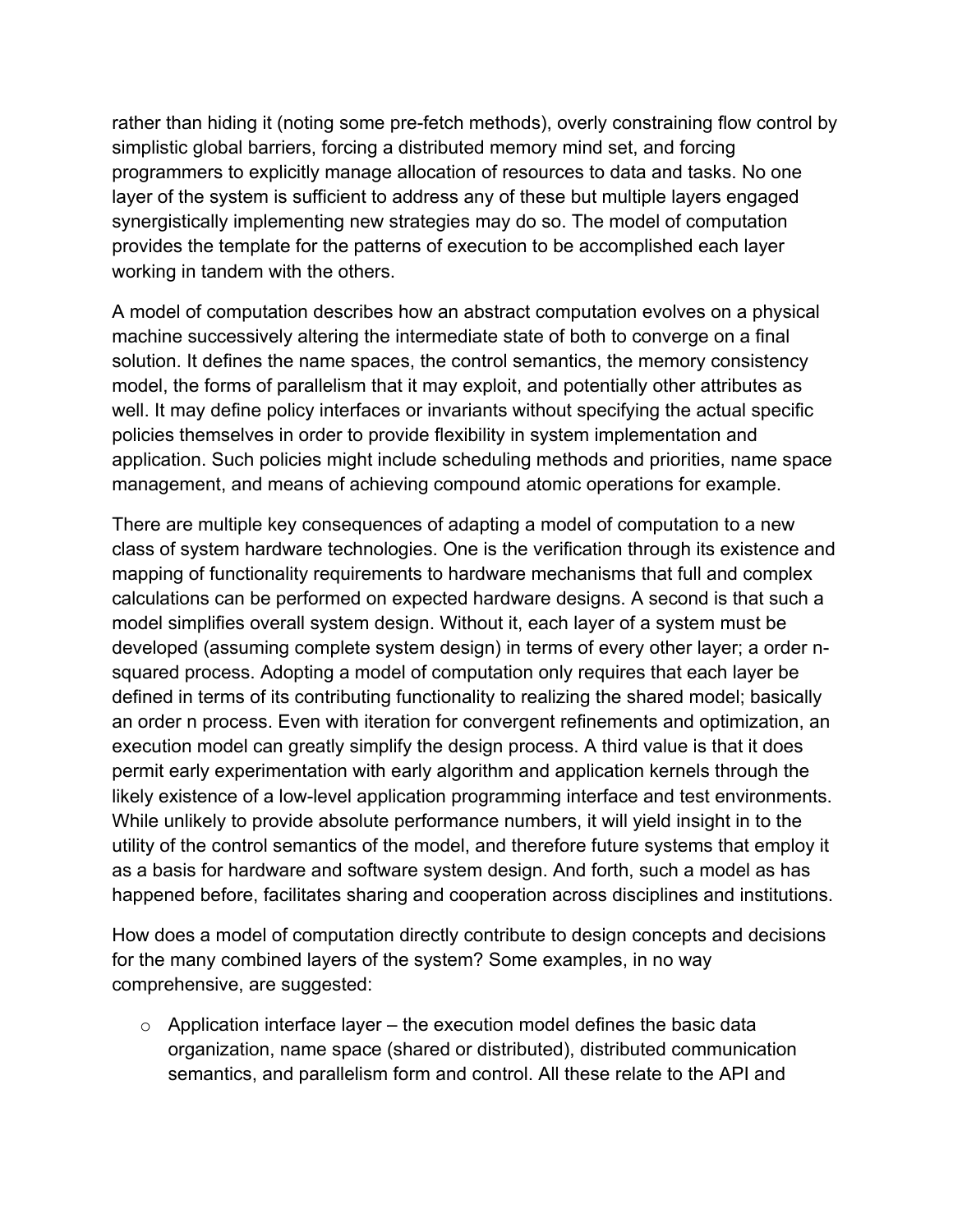rather than hiding it (noting some pre-fetch methods), overly constraining flow control by simplistic global barriers, forcing a distributed memory mind set, and forcing programmers to explicitly manage allocation of resources to data and tasks. No one layer of the system is sufficient to address any of these but multiple layers engaged synergistically implementing new strategies may do so. The model of computation provides the template for the patterns of execution to be accomplished each layer working in tandem with the others.

A model of computation describes how an abstract computation evolves on a physical machine successively altering the intermediate state of both to converge on a final solution. It defines the name spaces, the control semantics, the memory consistency model, the forms of parallelism that it may exploit, and potentially other attributes as well. It may define policy interfaces or invariants without specifying the actual specific policies themselves in order to provide flexibility in system implementation and application. Such policies might include scheduling methods and priorities, name space management, and means of achieving compound atomic operations for example.

There are multiple key consequences of adapting a model of computation to a new class of system hardware technologies. One is the verification through its existence and mapping of functionality requirements to hardware mechanisms that full and complex calculations can be performed on expected hardware designs. A second is that such a model simplifies overall system design. Without it, each layer of a system must be developed (assuming complete system design) in terms of every other layer; a order n-squared process. Adopting a model of computation only requires that each layer be defined in terms of its contributing functionality to realizing the shared model; basically an order n process. Even with iteration for convergent refinements and optimization, an execution model can greatly simplify the design process. A third value is that it does permit early experimentation with early algorithm and application kernels through the likely existence of a low-level application programming interface and test environments. While unlikely to provide absolute performance numbers, it will yield insight in to the utility of the control semantics of the model, and therefore future systems that employ it as a basis for hardware and software system design. And forth, such a model as has happened before, facilitates sharing and cooperation across disciplines and institutions.

How does a model of computation directly contribute to design concepts and decisions for the many combined layers of the system? Some examples, in no way comprehensive, are suggested:

- Application interface layer – the execution model defines the basic data organization, name space (shared or distributed), distributed communication semantics, and parallelism form and control. All these relate to the API and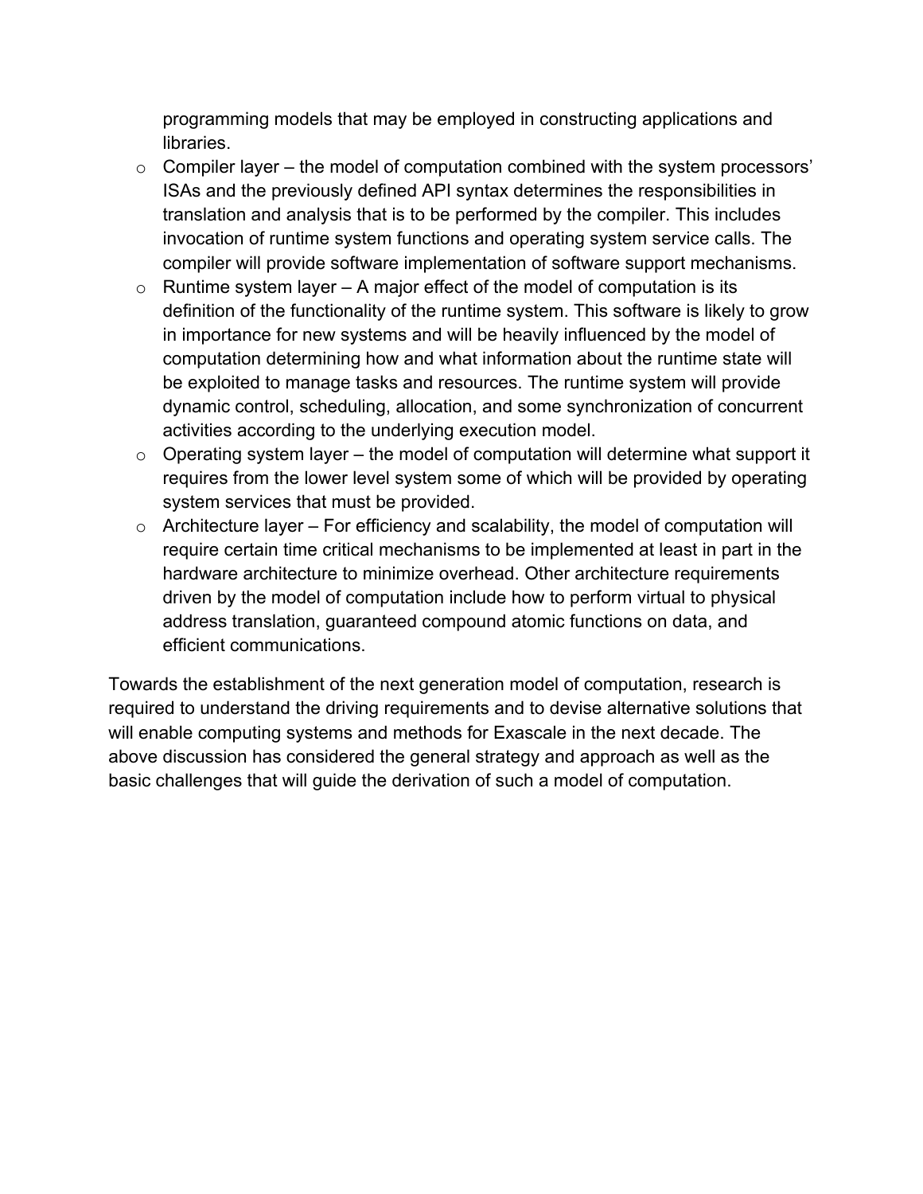programming models that may be employed in constructing applications and libraries.

- Compiler layer – the model of computation combined with the system processors' ISAs and the previously defined API syntax determines the responsibilities in translation and analysis that is to be performed by the compiler. This includes invocation of runtime system functions and operating system service calls. The compiler will provide software implementation of software support mechanisms.
- Runtime system layer – A major effect of the model of computation is its definition of the functionality of the runtime system. This software is likely to grow in importance for new systems and will be heavily influenced by the model of computation determining how and what information about the runtime state will be exploited to manage tasks and resources. The runtime system will provide dynamic control, scheduling, allocation, and some synchronization of concurrent activities according to the underlying execution model.
- Operating system layer – the model of computation will determine what support it requires from the lower level system some of which will be provided by operating system services that must be provided.
- Architecture layer – For efficiency and scalability, the model of computation will require certain time critical mechanisms to be implemented at least in part in the hardware architecture to minimize overhead. Other architecture requirements driven by the model of computation include how to perform virtual to physical address translation, guaranteed compound atomic functions on data, and efficient communications.

Towards the establishment of the next generation model of computation, research is required to understand the driving requirements and to devise alternative solutions that will enable computing systems and methods for Exascale in the next decade. The above discussion has considered the general strategy and approach as well as the basic challenges that will guide the derivation of such a model of computation.